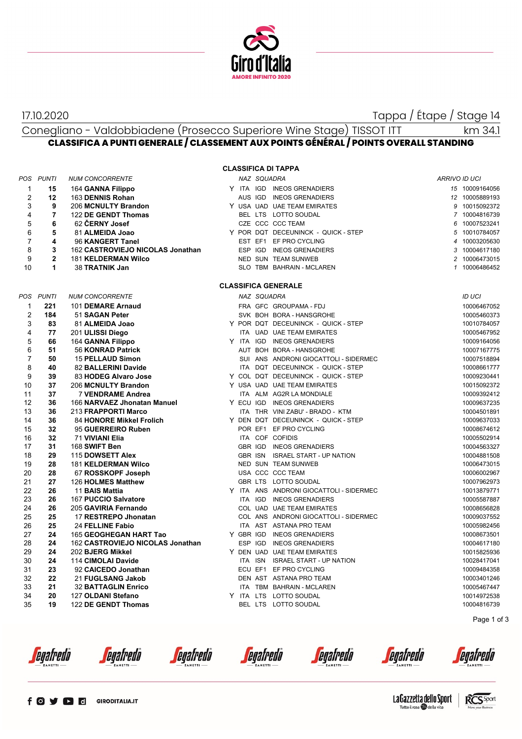17.10.2020

Tappa / Étape / Stage 14

Conegliano - Valdobbiadene (Prosecco Superiore Wine Stage) TISSOT ITT km 34.1

## CLASSIFICA A PUNTI GENERALE / CLASSEMENT AUX POINTS GÉNÉRAL / POINTS OVERALL STANDING

### CLASSIFICA DI TAPPA

| POS | PUNTI | NUM CONCORRENTE | | NAZ | SQUADRA | | ARRIVO | ID UCI |
|---|---|---|---|---|---|---|---|---|
| 1 | 15 | 164 **GANNA Filippo** | Y | ITA | IGD | INEOS GRENADIERS | 15 | 10009164056 |
| 2 | 12 | 163 **DENNIS Rohan** | | AUS | IGD | INEOS GRENADIERS | 12 | 10005889193 |
| 3 | 9 | 206 **MCNULTY Brandon** | Y | USA | UAD | UAE TEAM EMIRATES | 9 | 10015092372 |
| 4 | 7 | 122 **DE GENDT Thomas** | | BEL | LTS | LOTTO SOUDAL | 7 | 10004816739 |
| 5 | 6 | 62 **ČERNY Josef** | | CZE | CCC | CCC TEAM | 6 | 10007523241 |
| 6 | 5 | 81 **ALMEIDA Joao** | Y | POR | DQT | DECEUNINCK - QUICK - STEP | 5 | 10010784057 |
| 7 | 4 | 96 **KANGERT Tanel** | | EST | EF1 | EF PRO CYCLING | 4 | 10003205630 |
| 8 | 3 | 162 **CASTROVIEJO NICOLAS Jonathan** | | ESP | IGD | INEOS GRENADIERS | 3 | 10004617180 |
| 9 | 2 | 181 **KELDERMAN Wilco** | | NED | SUN | TEAM SUNWEB | 2 | 10006473015 |
| 10 | 1 | 38 **TRATNIK Jan** | | SLO | TBM | BAHRAIN - MCLAREN | 1 | 10006486452 |

### CLASSIFICA GENERALE

| POS | PUNTI | NUM CONCORRENTE | | NAZ | SQUADRA | | ID UCI |
|---|---|---|---|---|---|---|---|
| 1 | 221 | 101 **DEMARE Arnaud** | | FRA | GFC | GROUPAMA - FDJ | 10006467052 |
| 2 | 184 | 51 **SAGAN Peter** | | SVK | BOH | BORA - HANSGROHE | 10005460373 |
| 3 | 83 | 81 **ALMEIDA Joao** | Y | POR | DQT | DECEUNINCK - QUICK - STEP | 10010784057 |
| 4 | 77 | 201 **ULISSI Diego** | | ITA | UAD | UAE TEAM EMIRATES | 10005467952 |
| 5 | 66 | 164 **GANNA Filippo** | Y | ITA | IGD | INEOS GRENADIERS | 10009164056 |
| 6 | 51 | 56 **KONRAD Patrick** | | AUT | BOH | BORA - HANSGROHE | 10007167775 |
| 7 | 50 | 15 **PELLAUD Simon** | | SUI | ANS | ANDRONI GIOCATTOLI - SIDERMEC | 10007518894 |
| 8 | 40 | 82 **BALLERINI Davide** | | ITA | DQT | DECEUNINCK - QUICK - STEP | 10008661777 |
| 9 | 39 | 83 **HODEG Alvaro Jose** | Y | COL | DQT | DECEUNINCK - QUICK - STEP | 10009230441 |
| 10 | 37 | 206 **MCNULTY Brandon** | Y | USA | UAD | UAE TEAM EMIRATES | 10015092372 |
| 11 | 37 | 7 **VENDRAME Andrea** | | ITA | ALM | AG2R LA MONDIALE | 10009392412 |
| 12 | 36 | 166 **NARVAEZ Jhonatan Manuel** | Y | ECU | IGD | INEOS GRENADIERS | 10009637235 |
| 13 | 36 | 213 **FRAPPORTI Marco** | | ITA | THR | VINI ZABU' - BRADO - KTM | 10004501891 |
| 14 | 36 | 84 **HONORE Mikkel Frolich** | Y | DEN | DQT | DECEUNINCK - QUICK - STEP | 10009637033 |
| 15 | 32 | 95 **GUERREIRO Ruben** | | POR | EF1 | EF PRO CYCLING | 10008674612 |
| 16 | 32 | 71 **VIVIANI Elia** | | ITA | COF | COFIDIS | 10005502914 |
| 17 | 31 | 168 **SWIFT Ben** | | GBR | IGD | INEOS GRENADIERS | 10004563327 |
| 18 | 29 | 115 **DOWSETT Alex** | | GBR | ISN | ISRAEL START - UP NATION | 10004881508 |
| 19 | 28 | 181 **KELDERMAN Wilco** | | NED | SUN | TEAM SUNWEB | 10006473015 |
| 20 | 28 | 67 **ROSSKOPF Joseph** | | USA | CCC | CCC TEAM | 10006002967 |
| 21 | 27 | 126 **HOLMES Matthew** | | GBR | LTS | LOTTO SOUDAL | 10007962973 |
| 22 | 26 | 11 **BAIS Mattia** | Y | ITA | ANS | ANDRONI GIOCATTOLI - SIDERMEC | 10013879771 |
| 23 | 26 | 167 **PUCCIO Salvatore** | | ITA | IGD | INEOS GRENADIERS | 10005587887 |
| 24 | 26 | 205 **GAVIRIA Fernando** | | COL | UAD | UAE TEAM EMIRATES | 10008656828 |
| 25 | 25 | 17 **RESTREPO Jhonatan** | | COL | ANS | ANDRONI GIOCATTOLI - SIDERMEC | 10009037552 |
| 26 | 25 | 24 **FELLINE Fabio** | | ITA | AST | ASTANA PRO TEAM | 10005982456 |
| 27 | 24 | 165 **GEOGHEGAN HART Tao** | Y | GBR | IGD | INEOS GRENADIERS | 10008673501 |
| 28 | 24 | 162 **CASTROVIEJO NICOLAS Jonathan** | | ESP | IGD | INEOS GRENADIERS | 10004617180 |
| 29 | 24 | 202 **BJERG Mikkel** | Y | DEN | UAD | UAE TEAM EMIRATES | 10015825936 |
| 30 | 24 | 114 **CIMOLAI Davide** | | ITA | ISN | ISRAEL START - UP NATION | 10028417041 |
| 31 | 23 | 92 **CAICEDO Jonathan** | | ECU | EF1 | EF PRO CYCLING | 10009484358 |
| 32 | 22 | 21 **FUGLSANG Jakob** | | DEN | AST | ASTANA PRO TEAM | 10003401246 |
| 33 | 21 | 32 **BATTAGLIN Enrico** | | ITA | TBM | BAHRAIN - MCLAREN | 10005467447 |
| 34 | 20 | 127 **OLDANI Stefano** | Y | ITA | LTS | LOTTO SOUDAL | 10014972538 |
| 35 | 19 | 122 **DE GENDT Thomas** | | BEL | LTS | LOTTO SOUDAL | 10004816739 |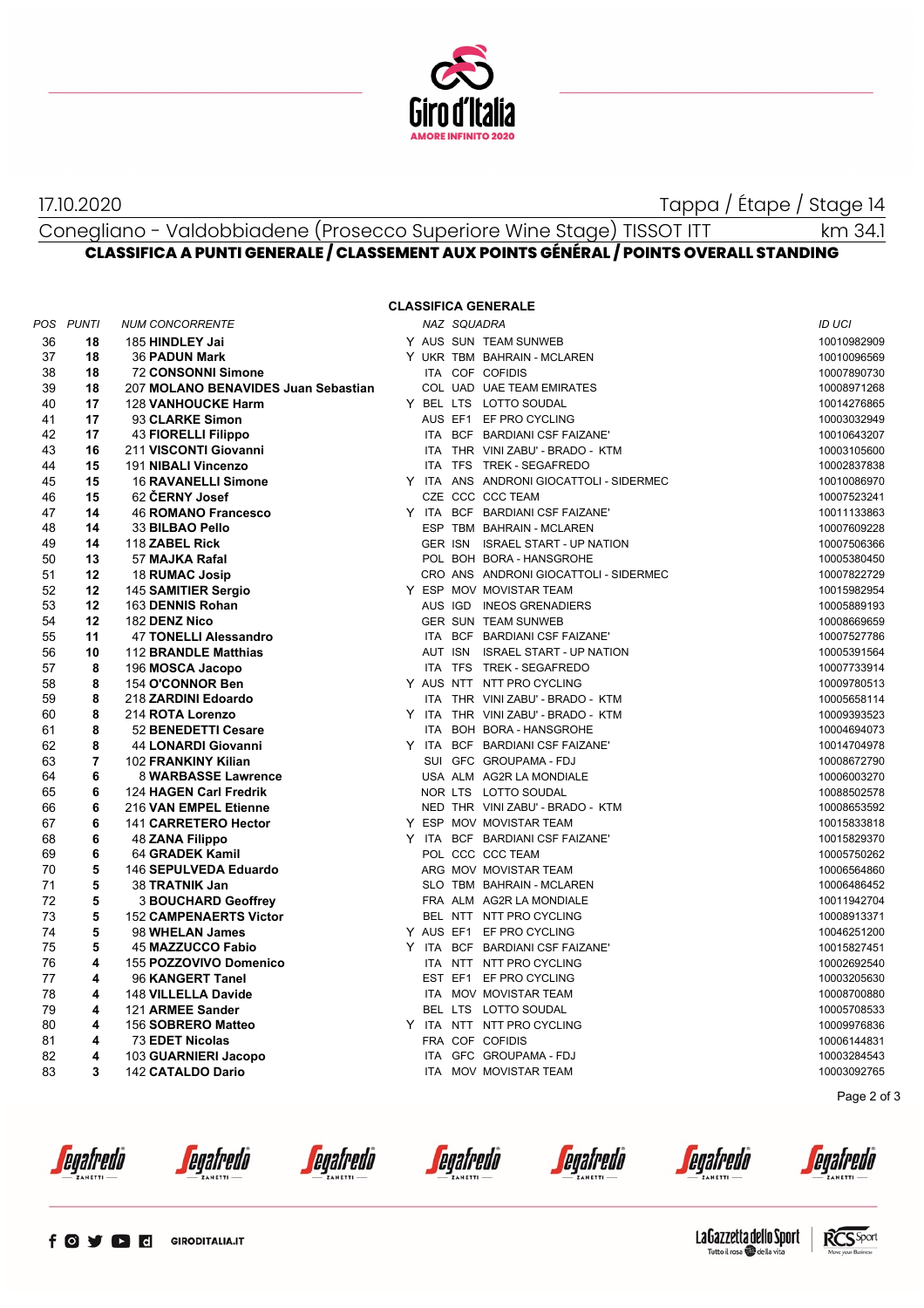17.10.2020

Tappa / Étape / Stage 14

Conegliano - Valdobbiadene (Prosecco Superiore Wine Stage) TISSOT ITT km 34.1

## CLASSIFICA A PUNTI GENERALE / CLASSEMENT AUX POINTS GÉNÉRAL / POINTS OVERALL STANDING

### CLASSIFICA GENERALE

| POS | PUNTI | NUM | CONCORRENTE | | NAZ | SQUADRA | | ID UCI |
|---|---|---|---|---|---|---|---|---|
| 36 | 18 | 185 | **HINDLEY Jai** | Y | AUS | SUN | TEAM SUNWEB | 10010982909 |
| 37 | 18 | 36 | **PADUN Mark** | Y | UKR | TBM | BAHRAIN - MCLAREN | 10010096569 |
| 38 | 18 | 72 | **CONSONNI Simone** | | ITA | COF | COFIDIS | 10007890730 |
| 39 | 18 | 207 | **MOLANO BENAVIDES Juan Sebastian** | | COL | UAD | UAE TEAM EMIRATES | 10008971268 |
| 40 | 17 | 128 | **VANHOUCKE Harm** | Y | BEL | LTS | LOTTO SOUDAL | 10014276865 |
| 41 | 17 | 93 | **CLARKE Simon** | | AUS | EF1 | EF PRO CYCLING | 10003032949 |
| 42 | 17 | 43 | **FIORELLI Filippo** | | ITA | BCF | BARDIANI CSF FAIZANE' | 10010643207 |
| 43 | 16 | 211 | **VISCONTI Giovanni** | | ITA | THR | VINI ZABU' - BRADO - KTM | 10003105600 |
| 44 | 15 | 191 | **NIBALI Vincenzo** | | ITA | TFS | TREK - SEGAFREDO | 10002837838 |
| 45 | 15 | 16 | **RAVANELLI Simone** | Y | ITA | ANS | ANDRONI GIOCATTOLI - SIDERMEC | 10010086970 |
| 46 | 15 | 62 | **ČERNY Josef** | | CZE | CCC | CCC TEAM | 10007523241 |
| 47 | 14 | 46 | **ROMANO Francesco** | Y | ITA | BCF | BARDIANI CSF FAIZANE' | 10011133863 |
| 48 | 14 | 33 | **BILBAO Pello** | | ESP | TBM | BAHRAIN - MCLAREN | 10007609228 |
| 49 | 14 | 118 | **ZABEL Rick** | | GER | ISN | ISRAEL START - UP NATION | 10007506366 |
| 50 | 13 | 57 | **MAJKA Rafal** | | POL | BOH | BORA - HANSGROHE | 10005380450 |
| 51 | 12 | 18 | **RUMAC Josip** | | CRO | ANS | ANDRONI GIOCATTOLI - SIDERMEC | 10007822729 |
| 52 | 12 | 145 | **SAMITIER Sergio** | Y | ESP | MOV | MOVISTAR TEAM | 10015982954 |
| 53 | 12 | 163 | **DENNIS Rohan** | | AUS | IGD | INEOS GRENADIERS | 10005889193 |
| 54 | 12 | 182 | **DENZ Nico** | | GER | SUN | TEAM SUNWEB | 10008669659 |
| 55 | 11 | 47 | **TONELLI Alessandro** | | ITA | BCF | BARDIANI CSF FAIZANE' | 10007527786 |
| 56 | 10 | 112 | **BRANDLE Matthias** | | AUT | ISN | ISRAEL START - UP NATION | 10005391564 |
| 57 | 8 | 196 | **MOSCA Jacopo** | | ITA | TFS | TREK - SEGAFREDO | 10007733914 |
| 58 | 8 | 154 | **O'CONNOR Ben** | Y | AUS | NTT | NTT PRO CYCLING | 10009780513 |
| 59 | 8 | 218 | **ZARDINI Edoardo** | | ITA | THR | VINI ZABU' - BRADO - KTM | 10005658114 |
| 60 | 8 | 214 | **ROTA Lorenzo** | Y | ITA | THR | VINI ZABU' - BRADO - KTM | 10009393523 |
| 61 | 8 | 52 | **BENEDETTI Cesare** | | ITA | BOH | BORA - HANSGROHE | 10004694073 |
| 62 | 8 | 44 | **LONARDI Giovanni** | Y | ITA | BCF | BARDIANI CSF FAIZANE' | 10014704978 |
| 63 | 7 | 102 | **FRANKINY Kilian** | | SUI | GFC | GROUPAMA - FDJ | 10008672790 |
| 64 | 6 | 8 | **WARBASSE Lawrence** | | USA | ALM | AG2R LA MONDIALE | 10006003270 |
| 65 | 6 | 124 | **HAGEN Carl Fredrik** | | NOR | LTS | LOTTO SOUDAL | 10088502578 |
| 66 | 6 | 216 | **VAN EMPEL Etienne** | | NED | THR | VINI ZABU' - BRADO - KTM | 10008653592 |
| 67 | 6 | 141 | **CARRETERO Hector** | Y | ESP | MOV | MOVISTAR TEAM | 10015833818 |
| 68 | 6 | 48 | **ZANA Filippo** | Y | ITA | BCF | BARDIANI CSF FAIZANE' | 10015829370 |
| 69 | 6 | 64 | **GRADEK Kamil** | | POL | CCC | CCC TEAM | 10005750262 |
| 70 | 5 | 146 | **SEPULVEDA Eduardo** | | ARG | MOV | MOVISTAR TEAM | 10006564860 |
| 71 | 5 | 38 | **TRATNIK Jan** | | SLO | TBM | BAHRAIN - MCLAREN | 10006486452 |
| 72 | 5 | 3 | **BOUCHARD Geoffrey** | | FRA | ALM | AG2R LA MONDIALE | 10011942704 |
| 73 | 5 | 152 | **CAMPENAERTS Victor** | | BEL | NTT | NTT PRO CYCLING | 10008913371 |
| 74 | 5 | 98 | **WHELAN James** | Y | AUS | EF1 | EF PRO CYCLING | 10046251200 |
| 75 | 5 | 45 | **MAZZUCCO Fabio** | Y | ITA | BCF | BARDIANI CSF FAIZANE' | 10015827451 |
| 76 | 4 | 155 | **POZZOVIVO Domenico** | | ITA | NTT | NTT PRO CYCLING | 10002692540 |
| 77 | 4 | 96 | **KANGERT Tanel** | | EST | EF1 | EF PRO CYCLING | 10003205630 |
| 78 | 4 | 148 | **VILLELLA Davide** | | ITA | MOV | MOVISTAR TEAM | 10008700880 |
| 79 | 4 | 121 | **ARMEE Sander** | | BEL | LTS | LOTTO SOUDAL | 10005708533 |
| 80 | 4 | 156 | **SOBRERO Matteo** | Y | ITA | NTT | NTT PRO CYCLING | 10009976836 |
| 81 | 4 | 73 | **EDET Nicolas** | | FRA | COF | COFIDIS | 10006144831 |
| 82 | 4 | 103 | **GUARNIERI Jacopo** | | ITA | GFC | GROUPAMA - FDJ | 10003284543 |
| 83 | 3 | 142 | **CATALDO Dario** | | ITA | MOV | MOVISTAR TEAM | 10003092765 |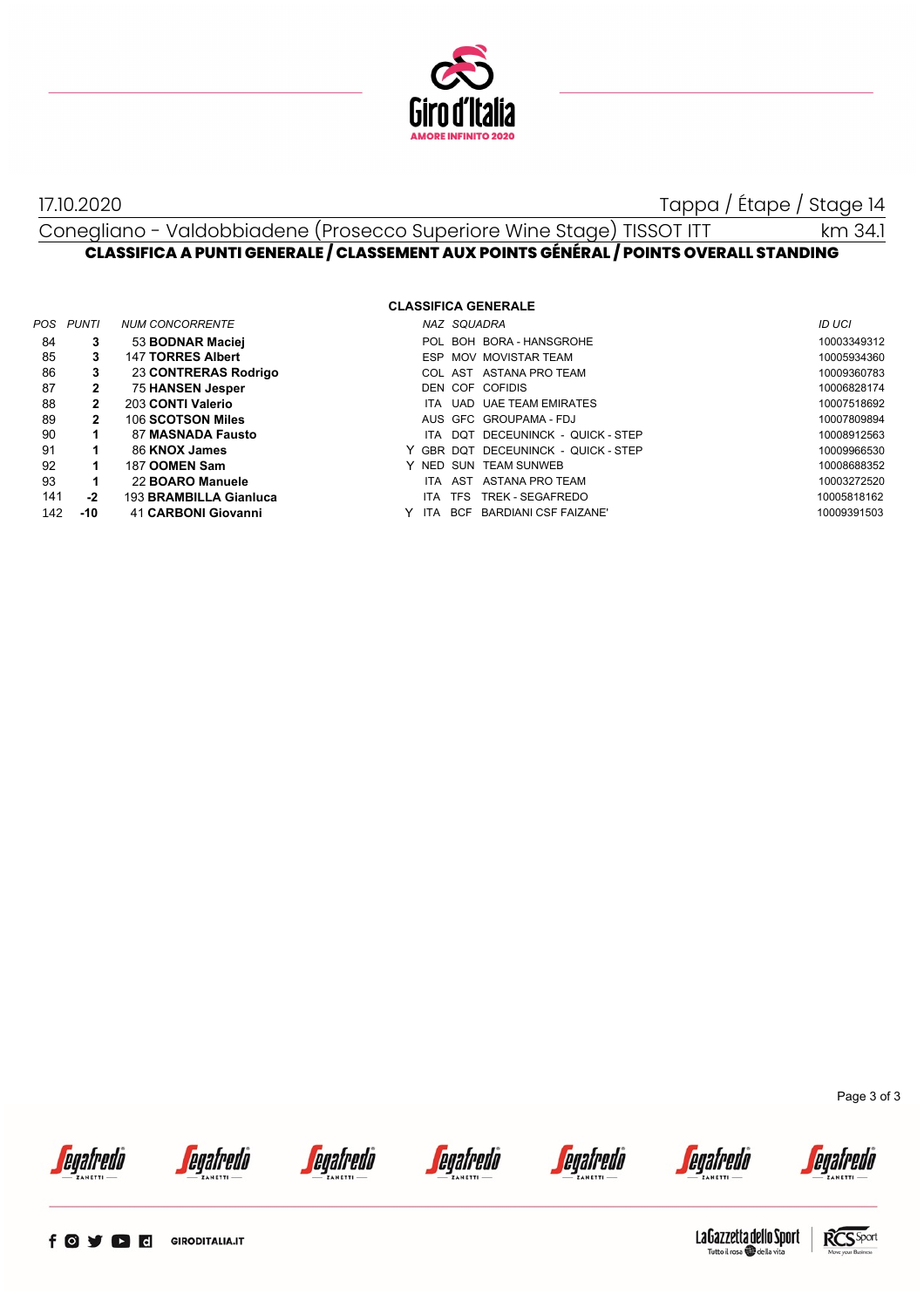17.10.2020 — Tappa / Étape / Stage 14

Conegliano - Valdobbiadene (Prosecco Superiore Wine Stage) TISSOT ITT — km 34.1

## CLASSIFICA A PUNTI GENERALE / CLASSEMENT AUX POINTS GÉNÉRAL / POINTS OVERALL STANDING

### CLASSIFICA GENERALE

| *POS* | *PUNTI* | *NUM* | *CONCORRENTE* | | *NAZ* | *SQUADRA* | | *ID UCI* |
|---|---|---|---|---|---|---|---|---|
| 84 | **3** | 53 | **BODNAR Maciej** | | POL | BOH | BORA - HANSGROHE | 10003349312 |
| 85 | **3** | 147 | **TORRES Albert** | | ESP | MOV | MOVISTAR TEAM | 10005934360 |
| 86 | **3** | 23 | **CONTRERAS Rodrigo** | | COL | AST | ASTANA PRO TEAM | 10009360783 |
| 87 | **2** | 75 | **HANSEN Jesper** | | DEN | COF | COFIDIS | 10006828174 |
| 88 | **2** | 203 | **CONTI Valerio** | | ITA | UAD | UAE TEAM EMIRATES | 10007518692 |
| 89 | **2** | 106 | **SCOTSON Miles** | | AUS | GFC | GROUPAMA - FDJ | 10007809894 |
| 90 | **1** | 87 | **MASNADA Fausto** | | ITA | DQT | DECEUNINCK - QUICK - STEP | 10008912563 |
| 91 | **1** | 86 | **KNOX James** | Y | GBR | DQT | DECEUNINCK - QUICK - STEP | 10009966530 |
| 92 | **1** | 187 | **OOMEN Sam** | Y | NED | SUN | TEAM SUNWEB | 10008688352 |
| 93 | **1** | 22 | **BOARO Manuele** | | ITA | AST | ASTANA PRO TEAM | 10003272520 |
| 141 | **-2** | 193 | **BRAMBILLA Gianluca** | | ITA | TFS | TREK - SEGAFREDO | 10005818162 |
| 142 | **-10** | 41 | **CARBONI Giovanni** | Y | ITA | BCF | BARDIANI CSF FAIZANE' | 10009391503 |